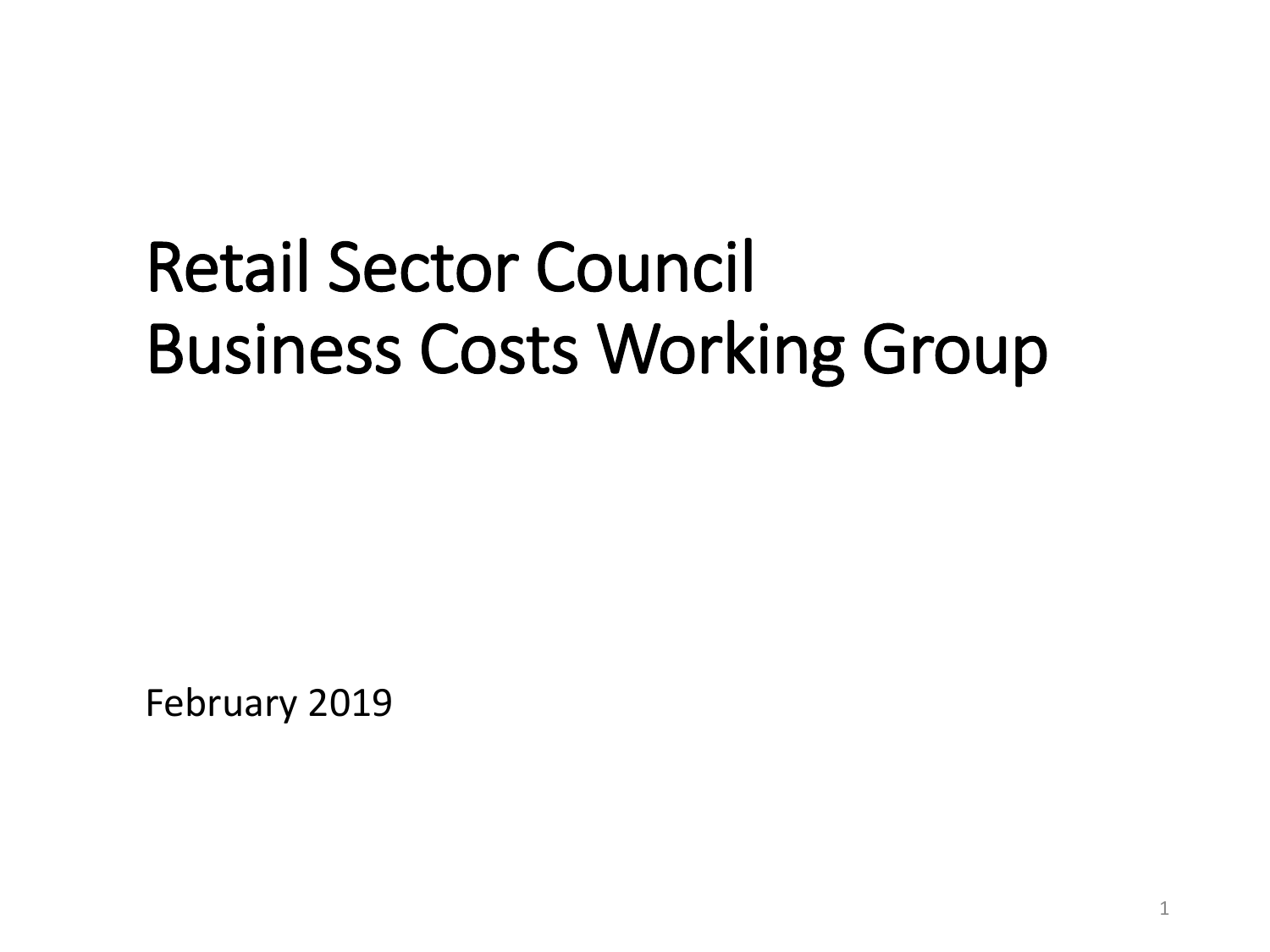# Retail Sector Council
# Business Costs Working Group

February 2019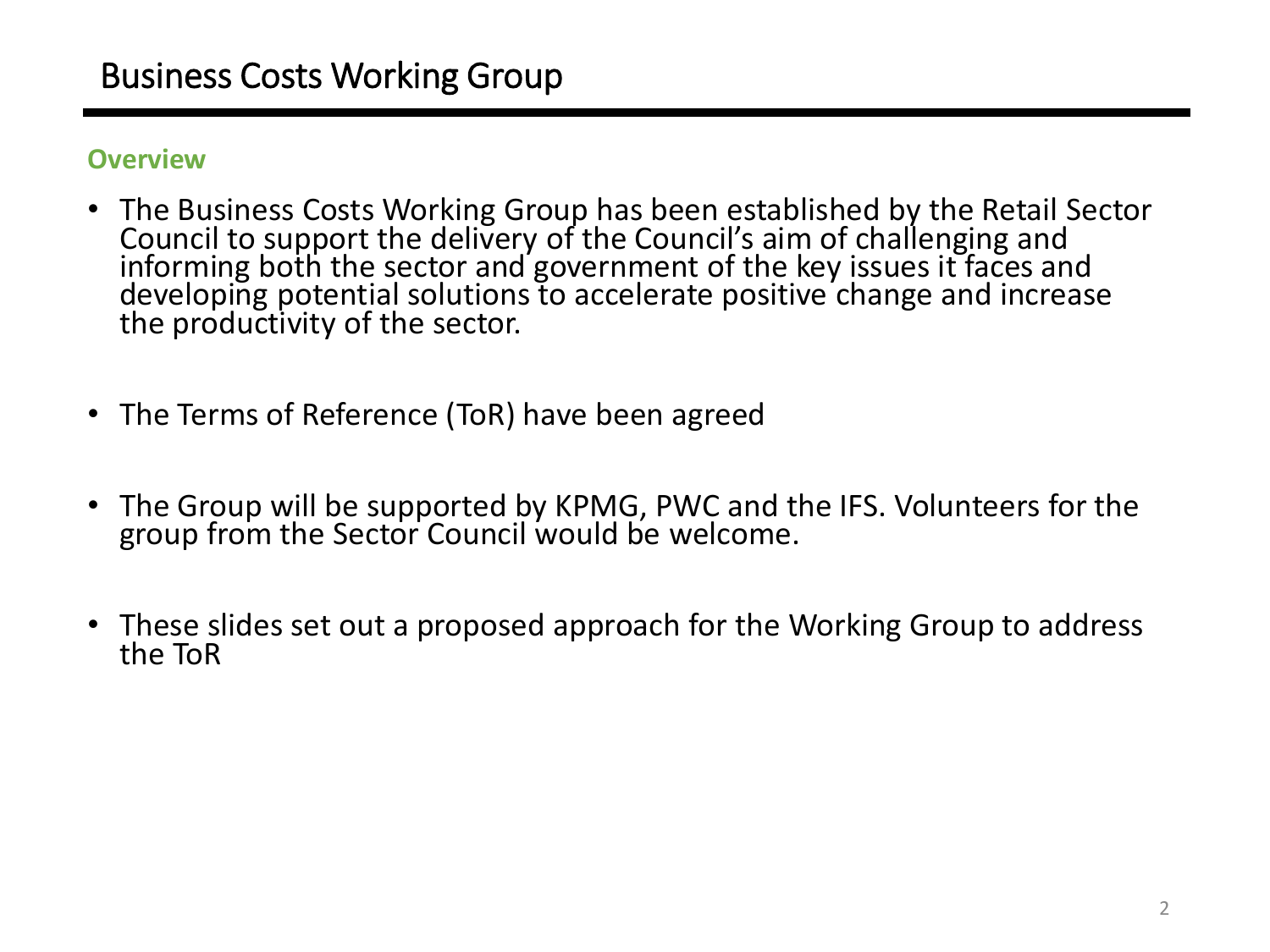# Business Costs Working Group

**Overview**

- The Business Costs Working Group has been established by the Retail Sector Council to support the delivery of the Council's aim of challenging and informing both the sector and government of the key issues it faces and developing potential solutions to accelerate positive change and increase the productivity of the sector.

- The Terms of Reference (ToR) have been agreed

- The Group will be supported by KPMG, PWC and the IFS. Volunteers for the group from the Sector Council would be welcome.

- These slides set out a proposed approach for the Working Group to address the ToR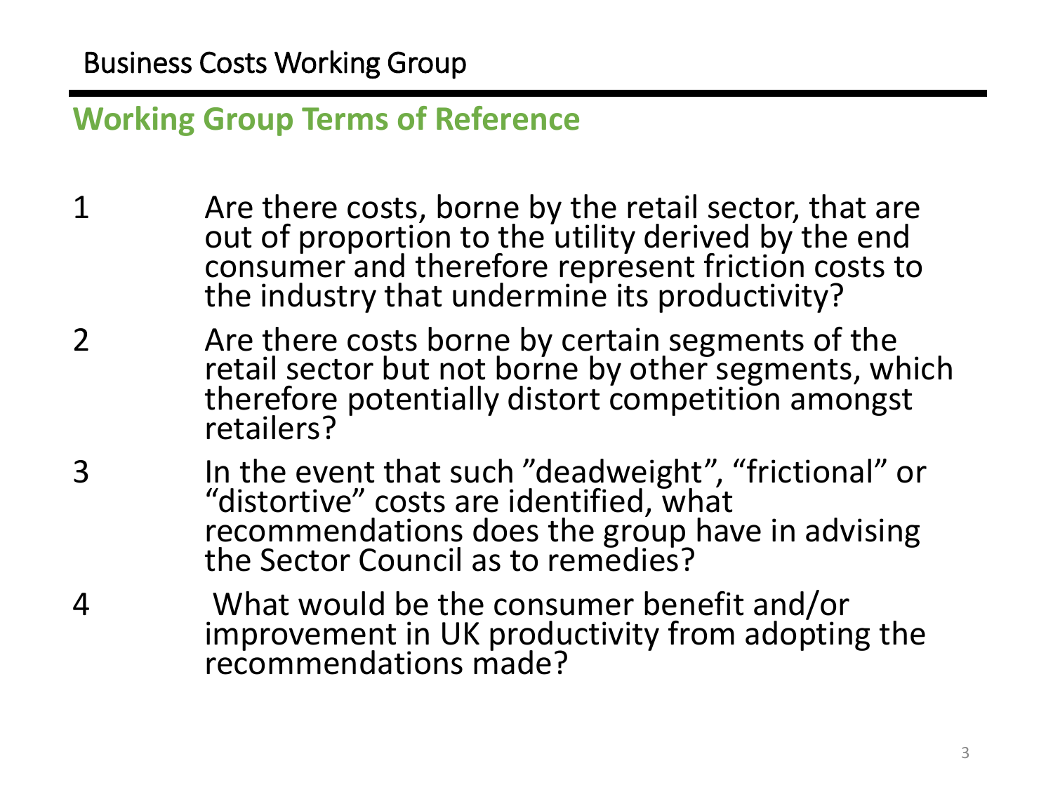Business Costs Working Group

## Working Group Terms of Reference

1. Are there costs, borne by the retail sector, that are out of proportion to the utility derived by the end consumer and therefore represent friction costs to the industry that undermine its productivity?
2. Are there costs borne by certain segments of the retail sector but not borne by other segments, which therefore potentially distort competition amongst retailers?
3. In the event that such ”deadweight”, “frictional” or “distortive” costs are identified, what recommendations does the group have in advising the Sector Council as to remedies?
4. What would be the consumer benefit and/or improvement in UK productivity from adopting the recommendations made?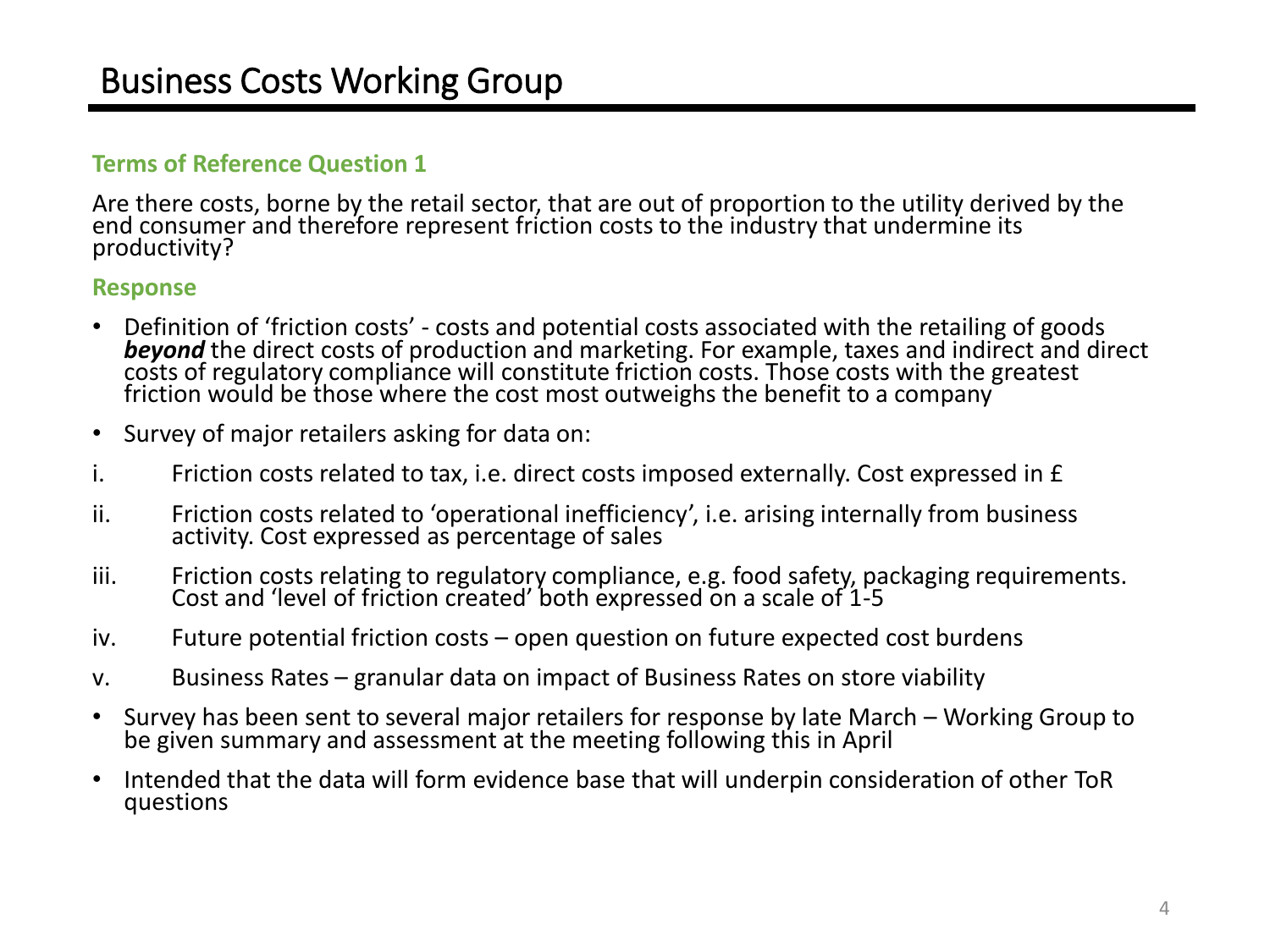# Business Costs Working Group

**Terms of Reference Question 1**

Are there costs, borne by the retail sector, that are out of proportion to the utility derived by the end consumer and therefore represent friction costs to the industry that undermine its productivity?

**Response**

- Definition of 'friction costs' - costs and potential costs associated with the retailing of goods ***beyond*** the direct costs of production and marketing. For example, taxes and indirect and direct costs of regulatory compliance will constitute friction costs. Those costs with the greatest friction would be those where the cost most outweighs the benefit to a company
- Survey of major retailers asking for data on:

i. Friction costs related to tax, i.e. direct costs imposed externally. Cost expressed in £

ii. Friction costs related to 'operational inefficiency', i.e. arising internally from business activity. Cost expressed as percentage of sales

iii. Friction costs relating to regulatory compliance, e.g. food safety, packaging requirements. Cost and 'level of friction created' both expressed on a scale of 1-5

iv. Future potential friction costs – open question on future expected cost burdens

v. Business Rates – granular data on impact of Business Rates on store viability

- Survey has been sent to several major retailers for response by late March – Working Group to be given summary and assessment at the meeting following this in April
- Intended that the data will form evidence base that will underpin consideration of other ToR questions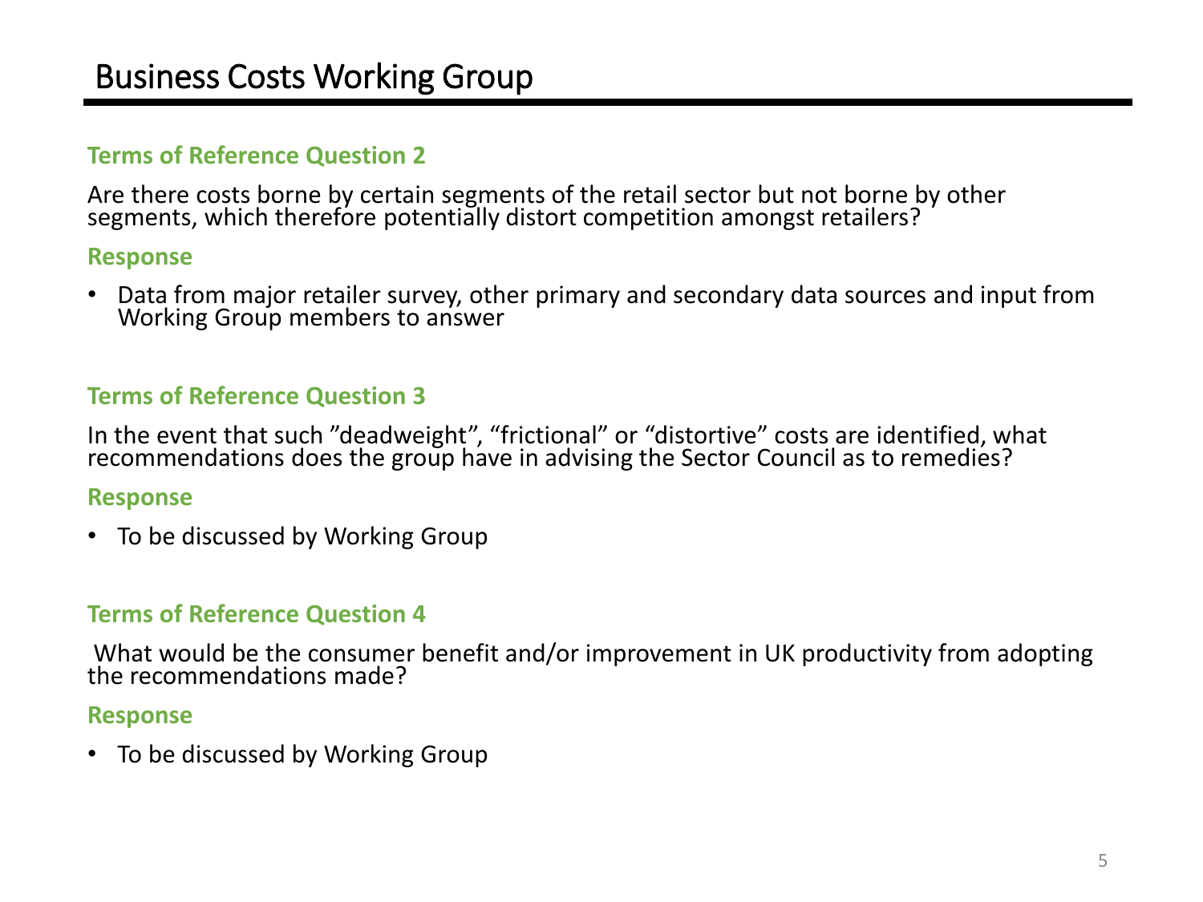# Business Costs Working Group

**Terms of Reference Question 2**

Are there costs borne by certain segments of the retail sector but not borne by other segments, which therefore potentially distort competition amongst retailers?

**Response**

- Data from major retailer survey, other primary and secondary data sources and input from Working Group members to answer

**Terms of Reference Question 3**

In the event that such ”deadweight”, “frictional” or “distortive” costs are identified, what recommendations does the group have in advising the Sector Council as to remedies?

**Response**

- To be discussed by Working Group

**Terms of Reference Question 4**

What would be the consumer benefit and/or improvement in UK productivity from adopting the recommendations made?

**Response**

- To be discussed by Working Group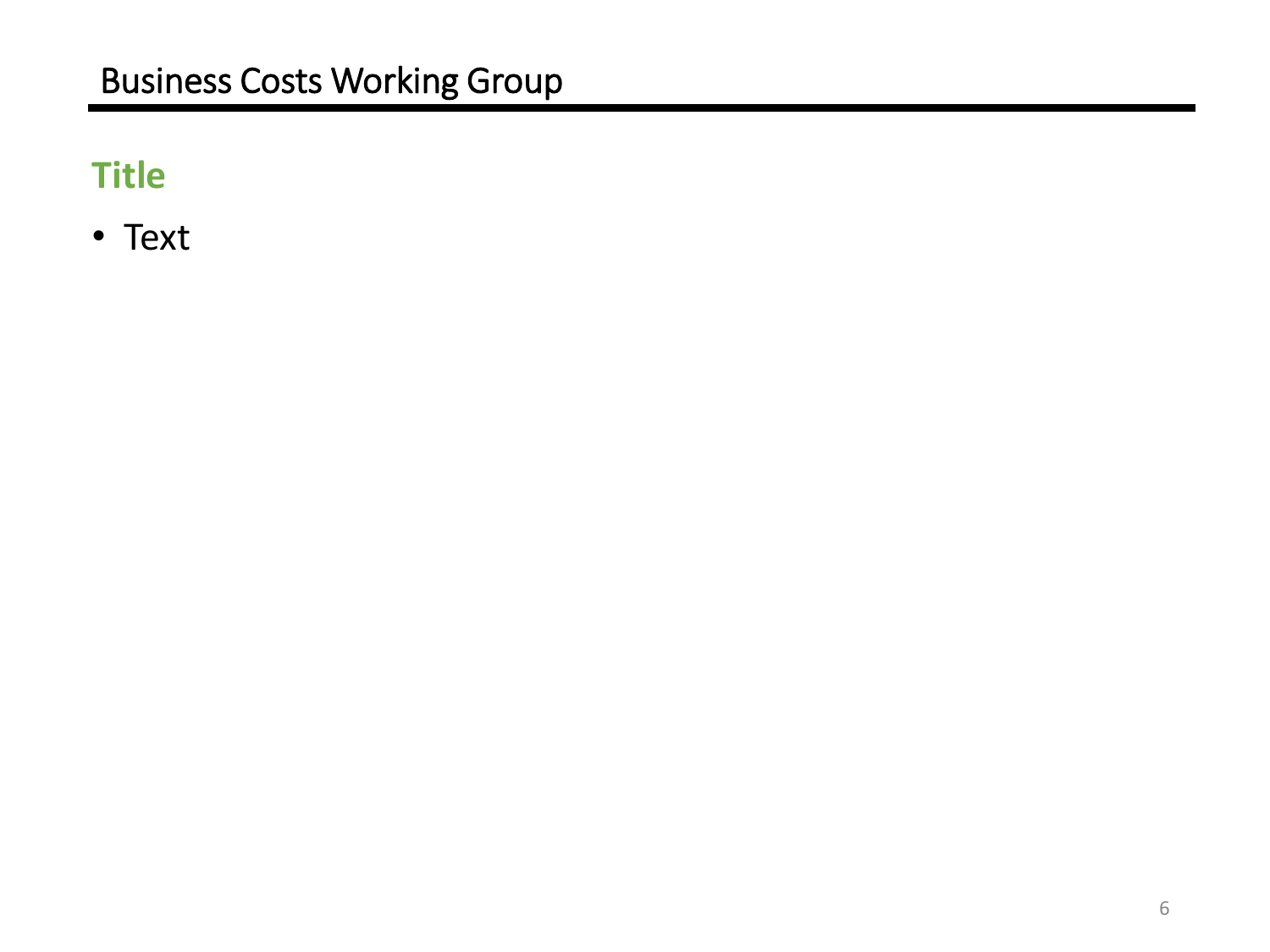# Business Costs Working Group

## Title

- Text